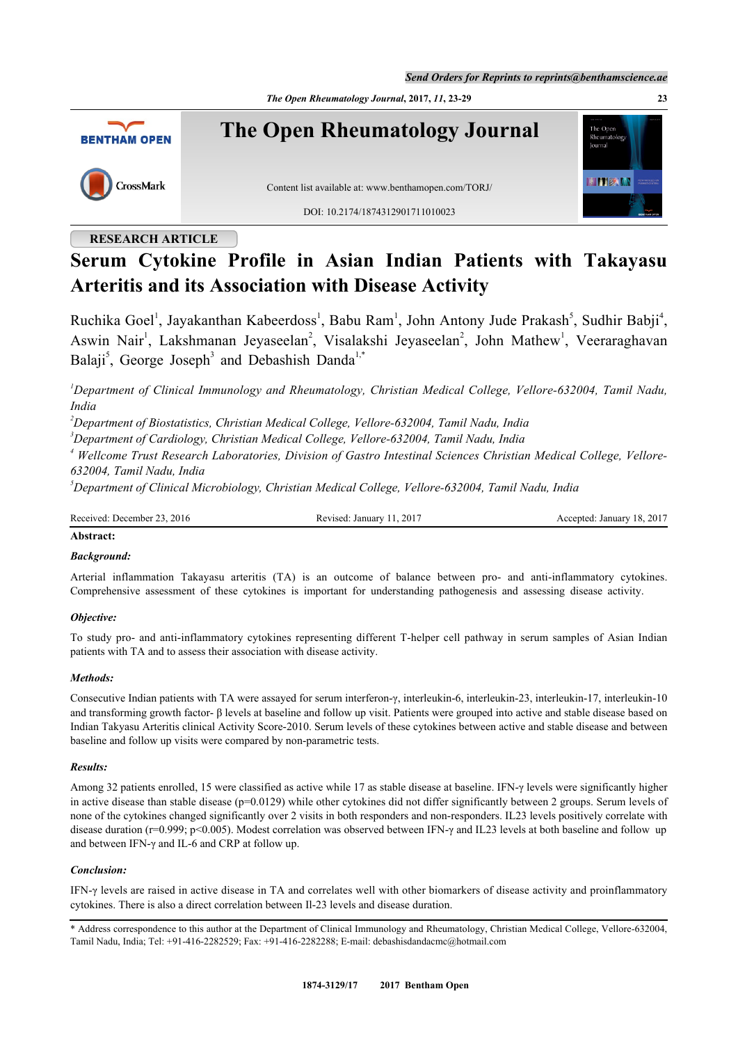RESEARCH ARTICLE

# Serum Cytokine Profile in Asian Indian Patients with Takayasu Arteritis and its Association with Disease Activity

Ruchika Goel[1], Jayakanthan Kabeerdoss[1], Babu Ram[1], John Antony Jude Prakash[5], Sudhir Babji[4], Aswin Nair[1], Lakshmanan Jeyaseelan[2], Visalakshi Jeyaseelan[2], John Mathew[1], Veeraraghavan Balaji[5], George Joseph[3] and Debashish Danda[1,*]

[1]*Department of Clinical Immunology and Rheumatology, Christian Medical College, Vellore-632004, Tamil Nadu, India*

[2]*Department of Biostatistics, Christian Medical College, Vellore-632004, Tamil Nadu, India*

[3]*Department of Cardiology, Christian Medical College, Vellore-632004, Tamil Nadu, India*

[4]*Wellcome Trust Research Laboratories, Division of Gastro Intestinal Sciences Christian Medical College, Vellore-632004, Tamil Nadu, India*

[5]*Department of Clinical Microbiology, Christian Medical College, Vellore-632004, Tamil Nadu, India*

Received: December 23, 2016 Revised: January 11, 2017 Accepted: January 18, 2017

**Abstract:**

***Background:***

Arterial inflammation Takayasu arteritis (TA) is an outcome of balance between pro- and anti-inflammatory cytokines. Comprehensive assessment of these cytokines is important for understanding pathogenesis and assessing disease activity.

***Objective:***

To study pro- and anti-inflammatory cytokines representing different T-helper cell pathway in serum samples of Asian Indian patients with TA and to assess their association with disease activity.

***Methods:***

Consecutive Indian patients with TA were assayed for serum interferon-γ, interleukin-6, interleukin-23, interleukin-17, interleukin-10 and transforming growth factor- β levels at baseline and follow up visit. Patients were grouped into active and stable disease based on Indian Takayasu Arteritis clinical Activity Score-2010. Serum levels of these cytokines between active and stable disease and between baseline and follow up visits were compared by non-parametric tests.

***Results:***

Among 32 patients enrolled, 15 were classified as active while 17 as stable disease at baseline. IFN-γ levels were significantly higher in active disease than stable disease ($p=0.0129$) while other cytokines did not differ significantly between 2 groups. Serum levels of none of the cytokines changed significantly over 2 visits in both responders and non-responders. IL23 levels positively correlate with disease duration ($r=0.999$; $p<0.005$). Modest correlation was observed between IFN-γ and IL23 levels at both baseline and follow up and between IFN-γ and IL-6 and CRP at follow up.

***Conclusion:***

IFN-γ levels are raised in active disease in TA and correlates well with other biomarkers of disease activity and proinflammatory cytokines. There is also a direct correlation between Il-23 levels and disease duration.

\* Address correspondence to this author at the Department of Clinical Immunology and Rheumatology, Christian Medical College, Vellore-632004, Tamil Nadu, India; Tel: +91-416-2282529; Fax: +91-416-2282288; E-mail: debashisdandacmc@hotmail.com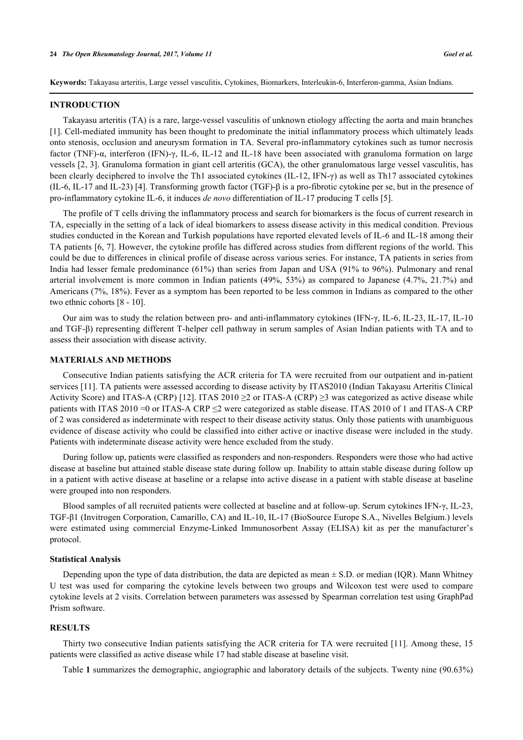**Keywords:** Takayasu arteritis, Large vessel vasculitis, Cytokines, Biomarkers, Interleukin-6, Interferon-gamma, Asian Indians.

## INTRODUCTION

Takayasu arteritis (TA) is a rare, large-vessel vasculitis of unknown etiology affecting the aorta and main branches [1]. Cell-mediated immunity has been thought to predominate the initial inflammatory process which ultimately leads onto stenosis, occlusion and aneurysm formation in TA. Several pro-inflammatory cytokines such as tumor necrosis factor (TNF)-α, interferon (IFN)-γ, IL-6, IL-12 and IL-18 have been associated with granuloma formation on large vessels [2, 3]. Granuloma formation in giant cell arteritis (GCA), the other granulomatous large vessel vasculitis, has been clearly deciphered to involve the Th1 associated cytokines (IL-12, IFN-γ) as well as Th17 associated cytokines (IL-6, IL-17 and IL-23) [4]. Transforming growth factor (TGF)-β is a pro-fibrotic cytokine per se, but in the presence of pro-inflammatory cytokine IL-6, it induces *de novo* differentiation of IL-17 producing T cells [5].

The profile of T cells driving the inflammatory process and search for biomarkers is the focus of current research in TA, especially in the setting of a lack of ideal biomarkers to assess disease activity in this medical condition. Previous studies conducted in the Korean and Turkish populations have reported elevated levels of IL-6 and IL-18 among their TA patients [6, 7]. However, the cytokine profile has differed across studies from different regions of the world. This could be due to differences in clinical profile of disease across various series. For instance, TA patients in series from India had lesser female predominance (61%) than series from Japan and USA (91% to 96%). Pulmonary and renal arterial involvement is more common in Indian patients (49%, 53%) as compared to Japanese (4.7%, 21.7%) and Americans (7%, 18%). Fever as a symptom has been reported to be less common in Indians as compared to the other two ethnic cohorts [8 - 10].

Our aim was to study the relation between pro- and anti-inflammatory cytokines (IFN-γ, IL-6, IL-23, IL-17, IL-10 and TGF-β) representing different T-helper cell pathway in serum samples of Asian Indian patients with TA and to assess their association with disease activity.

## MATERIALS AND METHODS

Consecutive Indian patients satisfying the ACR criteria for TA were recruited from our outpatient and in-patient services [11]. TA patients were assessed according to disease activity by ITAS2010 (Indian Takayasu Arteritis Clinical Activity Score) and ITAS-A (CRP) [12]. ITAS 2010 ≥2 or ITAS-A (CRP) ≥3 was categorized as active disease while patients with ITAS 2010 =0 or ITAS-A CRP ≤2 were categorized as stable disease. ITAS 2010 of 1 and ITAS-A CRP of 2 was considered as indeterminate with respect to their disease activity status. Only those patients with unambiguous evidence of disease activity who could be classified into either active or inactive disease were included in the study. Patients with indeterminate disease activity were hence excluded from the study.

During follow up, patients were classified as responders and non-responders. Responders were those who had active disease at baseline but attained stable disease state during follow up. Inability to attain stable disease during follow up in a patient with active disease at baseline or a relapse into active disease in a patient with stable disease at baseline were grouped into non responders.

Blood samples of all recruited patients were collected at baseline and at follow-up. Serum cytokines IFN-γ, IL-23, TGF-β1 (Invitrogen Corporation, Camarillo, CA) and IL-10, IL-17 (BioSource Europe S.A., Nivelles Belgium.) levels were estimated using commercial Enzyme-Linked Immunosorbent Assay (ELISA) kit as per the manufacturer's protocol.

### Statistical Analysis

Depending upon the type of data distribution, the data are depicted as mean ± S.D. or median (IQR). Mann Whitney U test was used for comparing the cytokine levels between two groups and Wilcoxon test were used to compare cytokine levels at 2 visits. Correlation between parameters was assessed by Spearman correlation test using GraphPad Prism software.

## RESULTS

Thirty two consecutive Indian patients satisfying the ACR criteria for TA were recruited [11]. Among these, 15 patients were classified as active disease while 17 had stable disease at baseline visit.

Table **1** summarizes the demographic, angiographic and laboratory details of the subjects. Twenty nine (90.63%)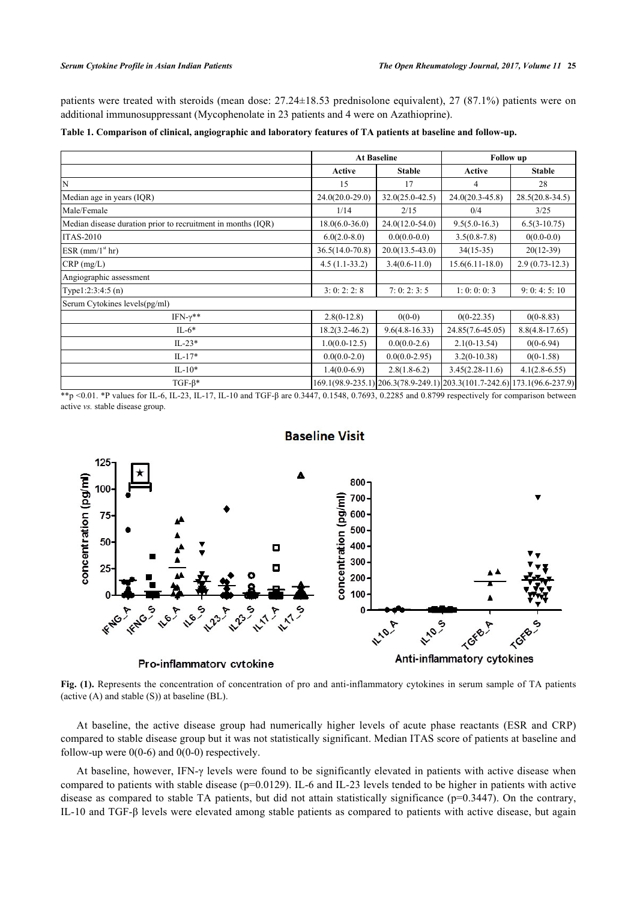patients were treated with steroids (mean dose: 27.24±18.53 prednisolone equivalent), 27 (87.1%) patients were on additional immunosuppressant (Mycophenolate in 23 patients and 4 were on Azathioprine).

**Table 1. Comparison of clinical, angiographic and laboratory features of TA patients at baseline and follow-up.**

| | At Baseline | | Follow up | |
|---|---|---|---|---|
| | Active | Stable | Active | Stable |
| N | 15 | 17 | 4 | 28 |
| Median age in years (IQR) | 24.0(20.0-29.0) | 32.0(25.0-42.5) | 24.0(20.3-45.8) | 28.5(20.8-34.5) |
| Male/Female | 1/14 | 2/15 | 0/4 | 3/25 |
| Median disease duration prior to recruitment in months (IQR) | 18.0(6.0-36.0) | 24.0(12.0-54.0) | 9.5(5.0-16.3) | 6.5(3-10.75) |
| ITAS-2010 | 6.0(2.0-8.0) | 0.0(0.0-0.0) | 3.5(0.8-7.8) | 0(0.0-0.0) |
| ESR (mm/1st hr) | 36.5(14.0-70.8) | 20.0(13.5-43.0) | 34(15-35) | 20(12-39) |
| CRP (mg/L) | 4.5 (1.1-33.2) | 3.4(0.6-11.0) | 15.6(6.11-18.0) | 2.9 (0.73-12.3) |
| Angiographic assessment | | | | |
| Type1:2:3:4:5 (n) | 3: 0: 2: 2: 8 | 7: 0: 2: 3: 5 | 1: 0: 0: 0: 3 | 9: 0: 4: 5: 10 |
| Serum Cytokines levels(pg/ml) | | | | |
| IFN-γ** | 2.8(0-12.8) | 0(0-0) | 0(0-22.35) | 0(0-8.83) |
| IL-6* | 18.2(3.2-46.2) | 9.6(4.8-16.33) | 24.85(7.6-45.05) | 8.8(4.8-17.65) |
| IL-23* | 1.0(0.0-12.5) | 0.0(0.0-2.6) | 2.1(0-13.54) | 0(0-6.94) |
| IL-17* | 0.0(0.0-2.0) | 0.0(0.0-2.95) | 3.2(0-10.38) | 0(0-1.58) |
| IL-10* | 1.4(0.0-6.9) | 2.8(1.8-6.2) | 3.45(2.28-11.6) | 4.1(2.8-6.55) |
| TGF-β* | 169.1(98.9-235.1) | 206.3(78.9-249.1) | 203.3(101.7-242.6) | 173.1(96.6-237.9) |

**$p$ <0.01. *P values for IL-6, IL-23, IL-17, IL-10 and TGF-β are 0.3447, 0.1548, 0.7693, 0.2285 and 0.8799 respectively for comparison between active *vs.* stable disease group.

**Fig. (1).** Represents the concentration of concentration of pro and anti-inflammatory cytokines in serum sample of TA patients (active (A) and stable (S)) at baseline (BL).

At baseline, the active disease group had numerically higher levels of acute phase reactants (ESR and CRP) compared to stable disease group but it was not statistically significant. Median ITAS score of patients at baseline and follow-up were 0(0-6) and 0(0-0) respectively.

At baseline, however, IFN-γ levels were found to be significantly elevated in patients with active disease when compared to patients with stable disease ($p$=0.0129). IL-6 and IL-23 levels tended to be higher in patients with active disease as compared to stable TA patients, but did not attain statistically significance ($p$=0.3447). On the contrary, IL-10 and TGF-β levels were elevated among stable patients as compared to patients with active disease, but again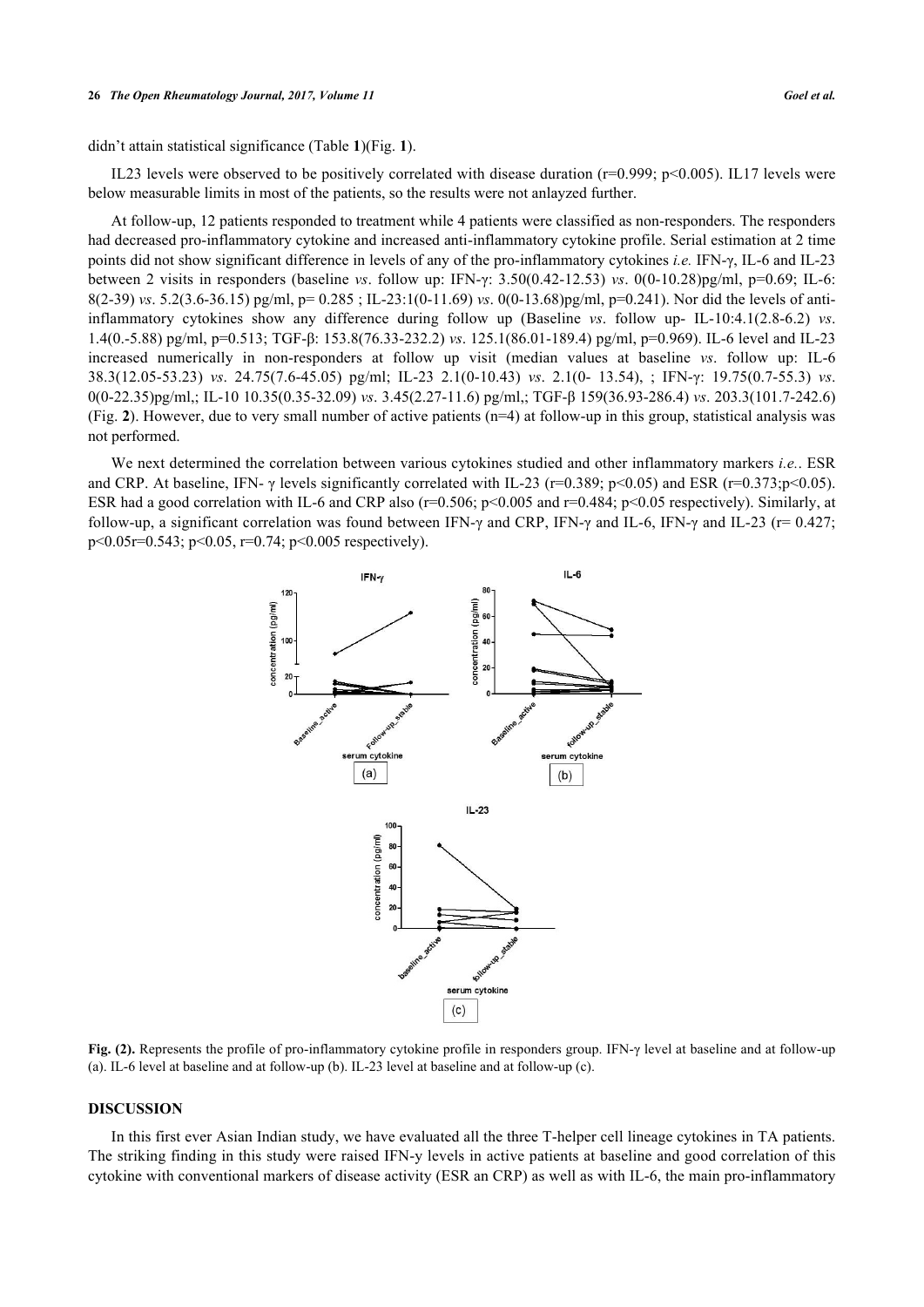didn't attain statistical significance (Table **1**)(Fig. **1**).

IL23 levels were observed to be positively correlated with disease duration ($r=0.999$; $p<0.005$). IL17 levels were below measurable limits in most of the patients, so the results were not anlayzed further.

At follow-up, 12 patients responded to treatment while 4 patients were classified as non-responders. The responders had decreased pro-inflammatory cytokine and increased anti-inflammatory cytokine profile. Serial estimation at 2 time points did not show significant difference in levels of any of the pro-inflammatory cytokines *i.e.* IFN-γ, IL-6 and IL-23 between 2 visits in responders (baseline *vs*. follow up: IFN-γ: 3.50(0.42-12.53) *vs*. 0(0-10.28)pg/ml, p=0.69; IL-6: 8(2-39) *vs*. 5.2(3.6-36.15) pg/ml, p= 0.285 ; IL-23:1(0-11.69) *vs*. 0(0-13.68)pg/ml, p=0.241). Nor did the levels of anti-inflammatory cytokines show any difference during follow up (Baseline *vs*. follow up- IL-10:4.1(2.8-6.2) *vs*. 1.4(0.-5.88) pg/ml, p=0.513; TGF-β: 153.8(76.33-232.2) *vs*. 125.1(86.01-189.4) pg/ml, p=0.969). IL-6 level and IL-23 increased numerically in non-responders at follow up visit (median values at baseline *vs*. follow up: IL-6 38.3(12.05-53.23) *vs*. 24.75(7.6-45.05) pg/ml; IL-23 2.1(0-10.43) *vs*. 2.1(0- 13.54), ; IFN-γ: 19.75(0.7-55.3) *vs*. 0(0-22.35)pg/ml,; IL-10 10.35(0.35-32.09) *vs*. 3.45(2.27-11.6) pg/ml,; TGF-β 159(36.93-286.4) *vs*. 203.3(101.7-242.6) (Fig. **2**). However, due to very small number of active patients (n=4) at follow-up in this group, statistical analysis was not performed.

We next determined the correlation between various cytokines studied and other inflammatory markers *i.e.*. ESR and CRP. At baseline, IFN- γ levels significantly correlated with IL-23 ($r=0.389$; $p<0.05$) and ESR ($r=0.373$;$p<0.05$). ESR had a good correlation with IL-6 and CRP also ($r=0.506$; $p<0.005$ and $r=0.484$; $p<0.05$ respectively). Similarly, at follow-up, a significant correlation was found between IFN-γ and CRP, IFN-γ and IL-6, IFN-γ and IL-23 (r= 0.427; p<0.05r=0.543; p<0.05, r=0.74; p<0.005 respectively).

**Fig. (2).** Represents the profile of pro-inflammatory cytokine profile in responders group. IFN-γ level at baseline and at follow-up (a). IL-6 level at baseline and at follow-up (b). IL-23 level at baseline and at follow-up (c).

## DISCUSSION

In this first ever Asian Indian study, we have evaluated all the three T-helper cell lineage cytokines in TA patients. The striking finding in this study were raised IFN-y levels in active patients at baseline and good correlation of this cytokine with conventional markers of disease activity (ESR an CRP) as well as with IL-6, the main pro-inflammatory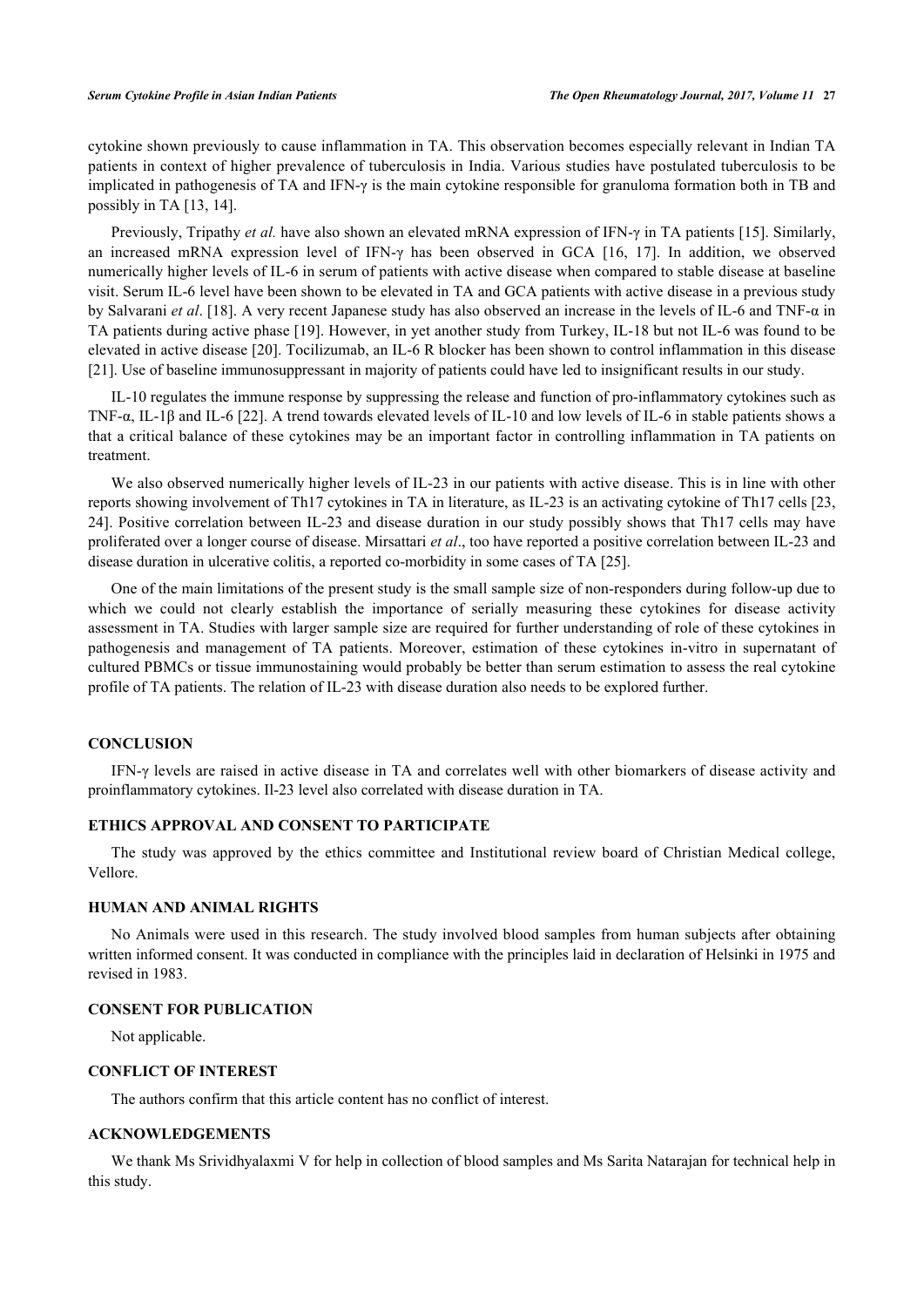cytokine shown previously to cause inflammation in TA. This observation becomes especially relevant in Indian TA patients in context of higher prevalence of tuberculosis in India. Various studies have postulated tuberculosis to be implicated in pathogenesis of TA and IFN-γ is the main cytokine responsible for granuloma formation both in TB and possibly in TA [13, 14].

Previously, Tripathy *et al.* have also shown an elevated mRNA expression of IFN-γ in TA patients [15]. Similarly, an increased mRNA expression level of IFN-γ has been observed in GCA [16, 17]. In addition, we observed numerically higher levels of IL-6 in serum of patients with active disease when compared to stable disease at baseline visit. Serum IL-6 level have been shown to be elevated in TA and GCA patients with active disease in a previous study by Salvarani *et al*. [18]. A very recent Japanese study has also observed an increase in the levels of IL-6 and TNF-α in TA patients during active phase [19]. However, in yet another study from Turkey, IL-18 but not IL-6 was found to be elevated in active disease [20]. Tocilizumab, an IL-6 R blocker has been shown to control inflammation in this disease [21]. Use of baseline immunosuppressant in majority of patients could have led to insignificant results in our study.

IL-10 regulates the immune response by suppressing the release and function of pro-inflammatory cytokines such as TNF-α, IL-1β and IL-6 [22]. A trend towards elevated levels of IL-10 and low levels of IL-6 in stable patients shows a that a critical balance of these cytokines may be an important factor in controlling inflammation in TA patients on treatment.

We also observed numerically higher levels of IL-23 in our patients with active disease. This is in line with other reports showing involvement of Th17 cytokines in TA in literature, as IL-23 is an activating cytokine of Th17 cells [23, 24]. Positive correlation between IL-23 and disease duration in our study possibly shows that Th17 cells may have proliferated over a longer course of disease. Mirsattari *et al*., too have reported a positive correlation between IL-23 and disease duration in ulcerative colitis, a reported co-morbidity in some cases of TA [25].

One of the main limitations of the present study is the small sample size of non-responders during follow-up due to which we could not clearly establish the importance of serially measuring these cytokines for disease activity assessment in TA. Studies with larger sample size are required for further understanding of role of these cytokines in pathogenesis and management of TA patients. Moreover, estimation of these cytokines in-vitro in supernatant of cultured PBMCs or tissue immunostaining would probably be better than serum estimation to assess the real cytokine profile of TA patients. The relation of IL-23 with disease duration also needs to be explored further.

## CONCLUSION

IFN-γ levels are raised in active disease in TA and correlates well with other biomarkers of disease activity and proinflammatory cytokines. Il-23 level also correlated with disease duration in TA.

## ETHICS APPROVAL AND CONSENT TO PARTICIPATE

The study was approved by the ethics committee and Institutional review board of Christian Medical college, Vellore.

## HUMAN AND ANIMAL RIGHTS

No Animals were used in this research. The study involved blood samples from human subjects after obtaining written informed consent. It was conducted in compliance with the principles laid in declaration of Helsinki in 1975 and revised in 1983.

## CONSENT FOR PUBLICATION

Not applicable.

## CONFLICT OF INTEREST

The authors confirm that this article content has no conflict of interest.

## ACKNOWLEDGEMENTS

We thank Ms Srividhyalaxmi V for help in collection of blood samples and Ms Sarita Natarajan for technical help in this study.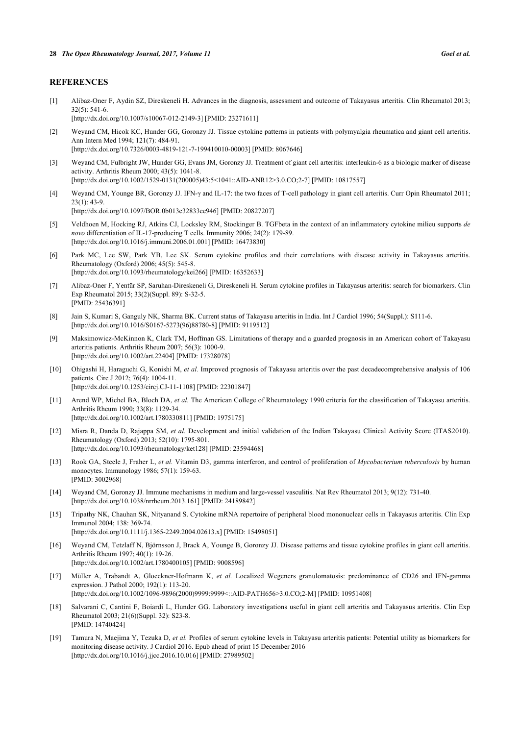## REFERENCES

[1] Alibaz-Oner F, Aydin SZ, Direskeneli H. Advances in the diagnosis, assessment and outcome of Takayasus arteritis. Clin Rheumatol 2013; 32(5): 541-6.
[http://dx.doi.org/10.1007/s10067-012-2149-3] [PMID: 23271611]

[2] Weyand CM, Hicok KC, Hunder GG, Goronzy JJ. Tissue cytokine patterns in patients with polymyalgia rheumatica and giant cell arteritis. Ann Intern Med 1994; 121(7): 484-91.
[http://dx.doi.org/10.7326/0003-4819-121-7-199410010-00003] [PMID: 8067646]

[3] Weyand CM, Fulbright JW, Hunder GG, Evans JM, Goronzy JJ. Treatment of giant cell arteritis: interleukin-6 as a biologic marker of disease activity. Arthritis Rheum 2000; 43(5): 1041-8.
[http://dx.doi.org/10.1002/1529-0131(200005)43:5<1041::AID-ANR12>3.0.CO;2-7] [PMID: 10817557]

[4] Weyand CM, Younge BR, Goronzy JJ. IFN-γ and IL-17: the two faces of T-cell pathology in giant cell arteritis. Curr Opin Rheumatol 2011; 23(1): 43-9.
[http://dx.doi.org/10.1097/BOR.0b013e32833ee946] [PMID: 20827207]

[5] Veldhoen M, Hocking RJ, Atkins CJ, Locksley RM, Stockinger B. TGFbeta in the context of an inflammatory cytokine milieu supports *de novo* differentiation of IL-17-producing T cells. Immunity 2006; 24(2): 179-89.
[http://dx.doi.org/10.1016/j.immuni.2006.01.001] [PMID: 16473830]

[6] Park MC, Lee SW, Park YB, Lee SK. Serum cytokine profiles and their correlations with disease activity in Takayasus arteritis. Rheumatology (Oxford) 2006; 45(5): 545-8.
[http://dx.doi.org/10.1093/rheumatology/kei266] [PMID: 16352633]

[7] Alibaz-Oner F, Yentür SP, Saruhan-Direskeneli G, Direskeneli H. Serum cytokine profiles in Takayasus arteritis: search for biomarkers. Clin Exp Rheumatol 2015; 33(2)(Suppl. 89): S-32-5.
[PMID: 25436391]

[8] Jain S, Kumari S, Ganguly NK, Sharma BK. Current status of Takayasu arteritis in India. Int J Cardiol 1996; 54(Suppl.): S111-6.
[http://dx.doi.org/10.1016/S0167-5273(96)88780-8] [PMID: 9119512]

[9] Maksimowicz-McKinnon K, Clark TM, Hoffman GS. Limitations of therapy and a guarded prognosis in an American cohort of Takayasu arteritis patients. Arthritis Rheum 2007; 56(3): 1000-9.
[http://dx.doi.org/10.1002/art.22404] [PMID: 17328078]

[10] Ohigashi H, Haraguchi G, Konishi M, *et al.* Improved prognosis of Takayasu arteritis over the past decadecomprehensive analysis of 106 patients. Circ J 2012; 76(4): 1004-11.
[http://dx.doi.org/10.1253/circj.CJ-11-1108] [PMID: 22301847]

[11] Arend WP, Michel BA, Bloch DA, *et al.* The American College of Rheumatology 1990 criteria for the classification of Takayasu arteritis. Arthritis Rheum 1990; 33(8): 1129-34.
[http://dx.doi.org/10.1002/art.1780330811] [PMID: 1975175]

[12] Misra R, Danda D, Rajappa SM, *et al.* Development and initial validation of the Indian Takayasu Clinical Activity Score (ITAS2010). Rheumatology (Oxford) 2013; 52(10): 1795-801.
[http://dx.doi.org/10.1093/rheumatology/ket128] [PMID: 23594468]

[13] Rook GA, Steele J, Fraher L, *et al.* Vitamin D3, gamma interferon, and control of proliferation of *Mycobacterium tuberculosis* by human monocytes. Immunology 1986; 57(1): 159-63.
[PMID: 3002968]

[14] Weyand CM, Goronzy JJ. Immune mechanisms in medium and large-vessel vasculitis. Nat Rev Rheumatol 2013; 9(12): 731-40.
[http://dx.doi.org/10.1038/nrrheum.2013.161] [PMID: 24189842]

[15] Tripathy NK, Chauhan SK, Nityanand S. Cytokine mRNA repertoire of peripheral blood mononuclear cells in Takayasus arteritis. Clin Exp Immunol 2004; 138: 369-74.
[http://dx.doi.org/10.1111/j.1365-2249.2004.02613.x] [PMID: 15498051]

[16] Weyand CM, Tetzlaff N, Björnsson J, Brack A, Younge B, Goronzy JJ. Disease patterns and tissue cytokine profiles in giant cell arteritis. Arthritis Rheum 1997; 40(1): 19-26.
[http://dx.doi.org/10.1002/art.1780400105] [PMID: 9008596]

[17] Müller A, Trabandt A, Gloeckner-Hofmann K, *et al.* Localized Wegeners granulomatosis: predominance of CD26 and IFN-gamma expression. J Pathol 2000; 192(1): 113-20.
[http://dx.doi.org/10.1002/1096-9896(2000)9999:9999<::AID-PATH656>3.0.CO;2-M] [PMID: 10951408]

[18] Salvarani C, Cantini F, Boiardi L, Hunder GG. Laboratory investigations useful in giant cell arteritis and Takayasus arteritis. Clin Exp Rheumatol 2003; 21(6)(Suppl. 32): S23-8.
[PMID: 14740424]

[19] Tamura N, Maejima Y, Tezuka D, *et al.* Profiles of serum cytokine levels in Takayasu arteritis patients: Potential utility as biomarkers for monitoring disease activity. J Cardiol 2016. Epub ahead of print 15 December 2016
[http://dx.doi.org/10.1016/j.jjcc.2016.10.016] [PMID: 27989502]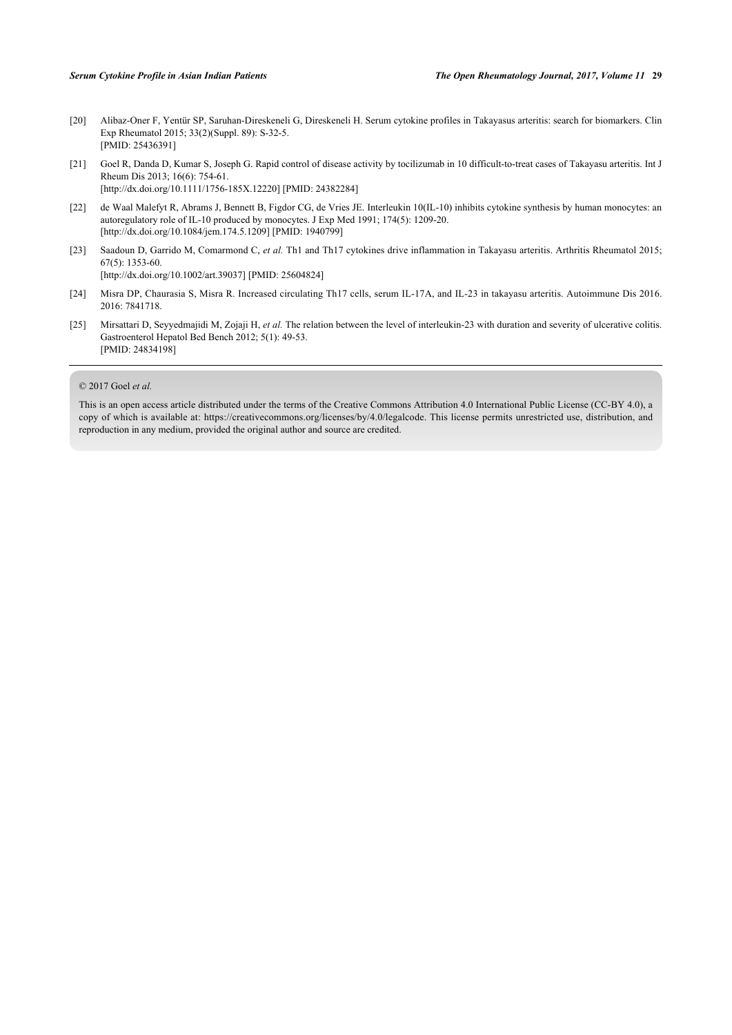[20] Alibaz-Oner F, Yentür SP, Saruhan-Direskeneli G, Direskeneli H. Serum cytokine profiles in Takayasus arteritis: search for biomarkers. Clin Exp Rheumatol 2015; 33(2)(Suppl. 89): S-32-5.
[PMID: 25436391]

[21] Goel R, Danda D, Kumar S, Joseph G. Rapid control of disease activity by tocilizumab in 10 difficult-to-treat cases of Takayasu arteritis. Int J Rheum Dis 2013; 16(6): 754-61.
[http://dx.doi.org/10.1111/1756-185X.12220] [PMID: 24382284]

[22] de Waal Malefyt R, Abrams J, Bennett B, Figdor CG, de Vries JE. Interleukin 10(IL-10) inhibits cytokine synthesis by human monocytes: an autoregulatory role of IL-10 produced by monocytes. J Exp Med 1991; 174(5): 1209-20.
[http://dx.doi.org/10.1084/jem.174.5.1209] [PMID: 1940799]

[23] Saadoun D, Garrido M, Comarmond C, *et al.* Th1 and Th17 cytokines drive inflammation in Takayasu arteritis. Arthritis Rheumatol 2015; 67(5): 1353-60.
[http://dx.doi.org/10.1002/art.39037] [PMID: 25604824]

[24] Misra DP, Chaurasia S, Misra R. Increased circulating Th17 cells, serum IL-17A, and IL-23 in takayasu arteritis. Autoimmune Dis 2016. 2016: 7841718.

[25] Mirsattari D, Seyyedmajidi M, Zojaji H, *et al.* The relation between the level of interleukin-23 with duration and severity of ulcerative colitis. Gastroenterol Hepatol Bed Bench 2012; 5(1): 49-53.
[PMID: 24834198]

© 2017 Goel *et al.*

This is an open access article distributed under the terms of the Creative Commons Attribution 4.0 International Public License (CC-BY 4.0), a copy of which is available at: https://creativecommons.org/licenses/by/4.0/legalcode. This license permits unrestricted use, distribution, and reproduction in any medium, provided the original author and source are credited.